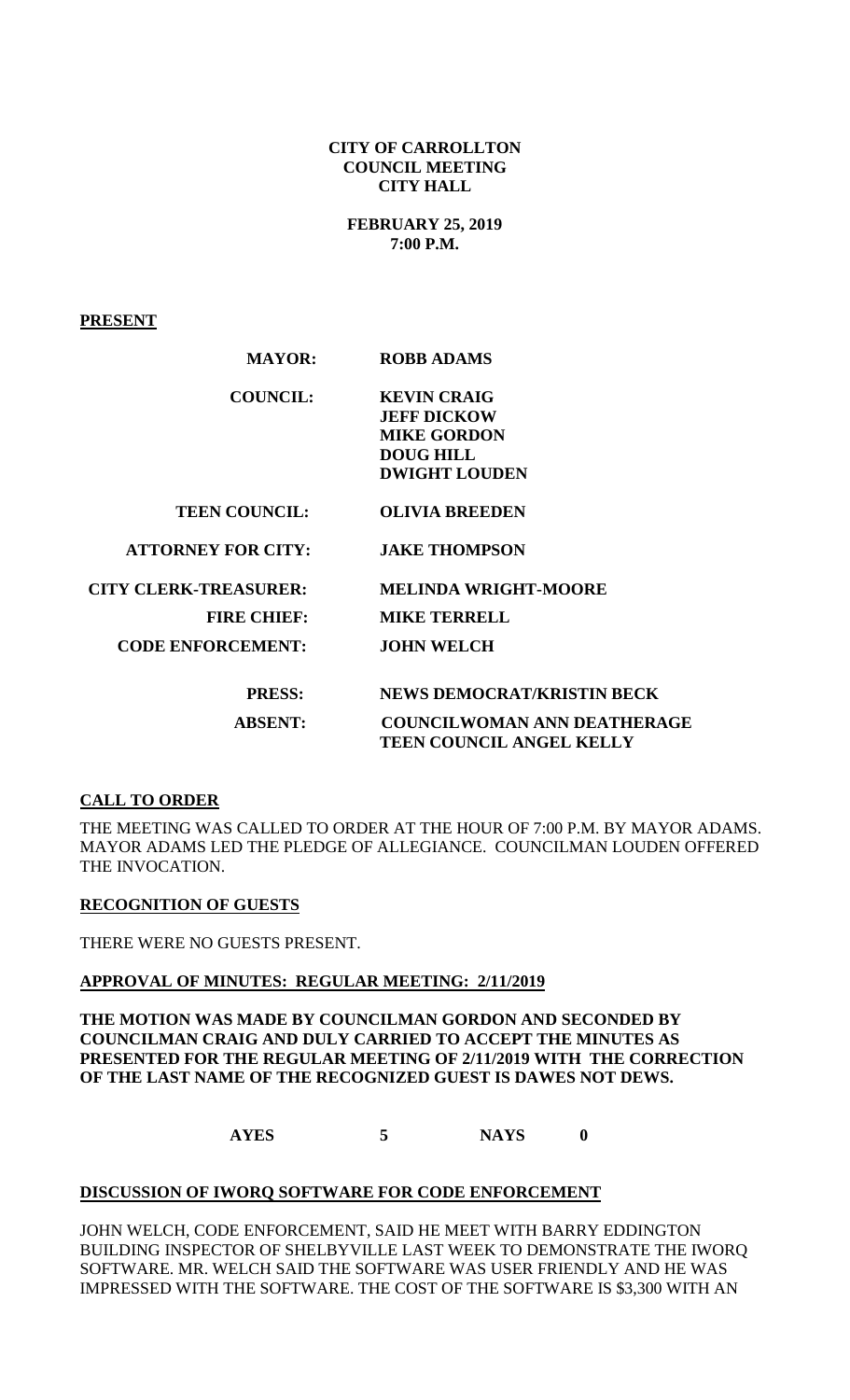**CITY OF CARROLLTON**
**COUNCIL MEETING**
**CITY HALL**

**FEBRUARY 25, 2019**
**7:00 P.M.**

**PRESENT**

| | |
|---|---|
| **MAYOR:** | **ROBB ADAMS** |
| **COUNCIL:** | **KEVIN CRAIG** |
| | **JEFF DICKOW** |
| | **MIKE GORDON** |
| | **DOUG HILL** |
| | **DWIGHT LOUDEN** |
| **TEEN COUNCIL:** | **OLIVIA BREEDEN** |
| **ATTORNEY FOR CITY:** | **JAKE THOMPSON** |
| **CITY CLERK-TREASURER:** | **MELINDA WRIGHT-MOORE** |
| **FIRE CHIEF:** | **MIKE TERRELL** |
| **CODE ENFORCEMENT:** | **JOHN WELCH** |
| **PRESS:** | **NEWS DEMOCRAT/KRISTIN BECK** |
| **ABSENT:** | **COUNCILWOMAN ANN DEATHERAGE** |
| | **TEEN COUNCIL ANGEL KELLY** |

**CALL TO ORDER**

THE MEETING WAS CALLED TO ORDER AT THE HOUR OF 7:00 P.M. BY MAYOR ADAMS. MAYOR ADAMS LED THE PLEDGE OF ALLEGIANCE. COUNCILMAN LOUDEN OFFERED THE INVOCATION.

**RECOGNITION OF GUESTS**

THERE WERE NO GUESTS PRESENT.

**APPROVAL OF MINUTES: REGULAR MEETING: 2/11/2019**

**THE MOTION WAS MADE BY COUNCILMAN GORDON AND SECONDED BY COUNCILMAN CRAIG AND DULY CARRIED TO ACCEPT THE MINUTES AS PRESENTED FOR THE REGULAR MEETING OF 2/11/2019 WITH THE CORRECTION OF THE LAST NAME OF THE RECOGNIZED GUEST IS DAWES NOT DEWS.**

**AYES 5 NAYS 0**

**DISCUSSION OF IWORQ SOFTWARE FOR CODE ENFORCEMENT**

JOHN WELCH, CODE ENFORCEMENT, SAID HE MEET WITH BARRY EDDINGTON BUILDING INSPECTOR OF SHELBYVILLE LAST WEEK TO DEMONSTRATE THE IWORQ SOFTWARE. MR. WELCH SAID THE SOFTWARE WAS USER FRIENDLY AND HE WAS IMPRESSED WITH THE SOFTWARE. THE COST OF THE SOFTWARE IS $3,300 WITH AN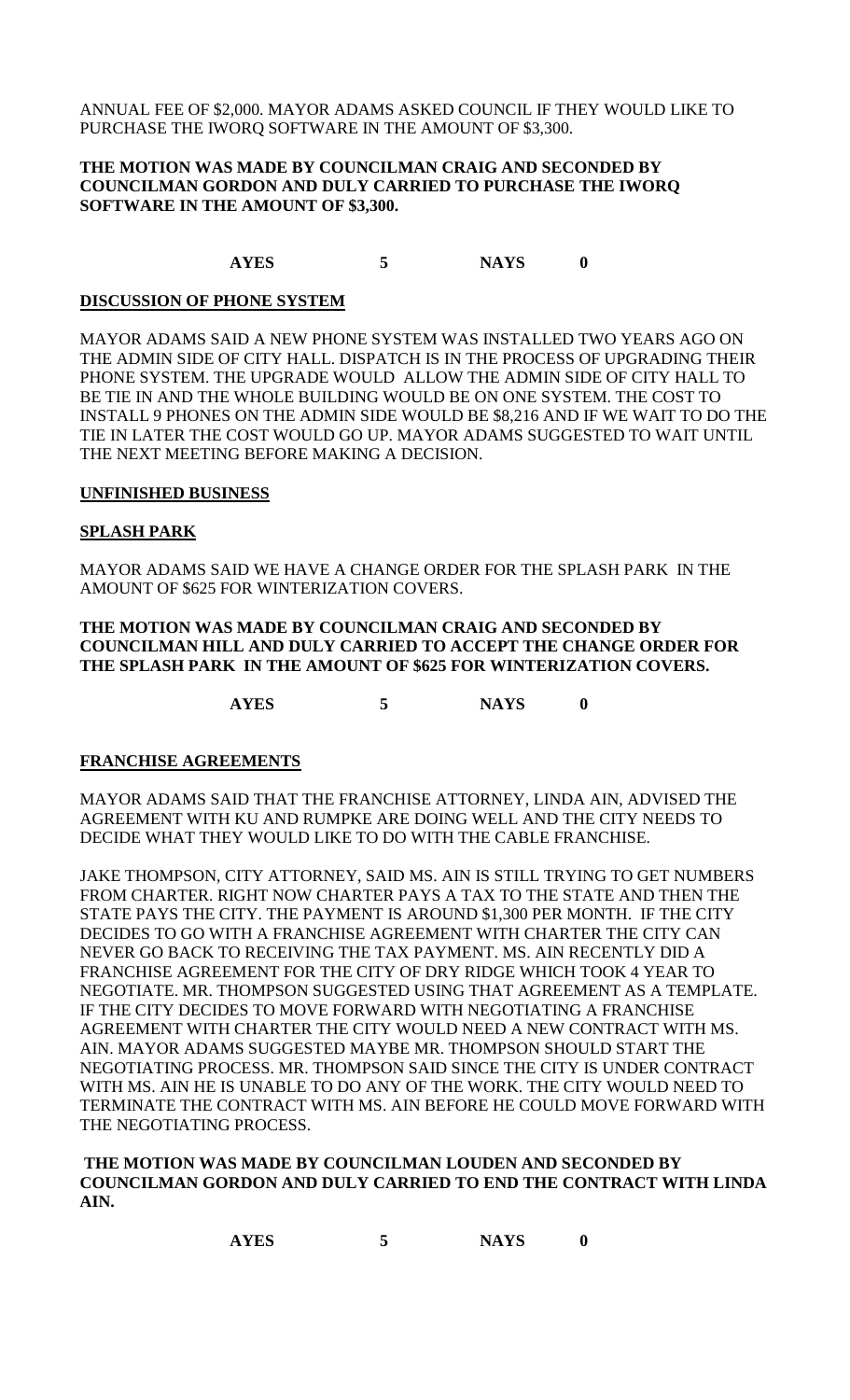ANNUAL FEE OF $2,000. MAYOR ADAMS ASKED COUNCIL IF THEY WOULD LIKE TO PURCHASE THE IWORQ SOFTWARE IN THE AMOUNT OF $3,300.

**THE MOTION WAS MADE BY COUNCILMAN CRAIG AND SECONDED BY COUNCILMAN GORDON AND DULY CARRIED TO PURCHASE THE IWORQ SOFTWARE IN THE AMOUNT OF $3,300.**

**AYES 5 NAYS 0**

**DISCUSSION OF PHONE SYSTEM**

MAYOR ADAMS SAID A NEW PHONE SYSTEM WAS INSTALLED TWO YEARS AGO ON THE ADMIN SIDE OF CITY HALL. DISPATCH IS IN THE PROCESS OF UPGRADING THEIR PHONE SYSTEM. THE UPGRADE WOULD ALLOW THE ADMIN SIDE OF CITY HALL TO BE TIE IN AND THE WHOLE BUILDING WOULD BE ON ONE SYSTEM. THE COST TO INSTALL 9 PHONES ON THE ADMIN SIDE WOULD BE $8,216 AND IF WE WAIT TO DO THE TIE IN LATER THE COST WOULD GO UP. MAYOR ADAMS SUGGESTED TO WAIT UNTIL THE NEXT MEETING BEFORE MAKING A DECISION.

**UNFINISHED BUSINESS**

**SPLASH PARK**

MAYOR ADAMS SAID WE HAVE A CHANGE ORDER FOR THE SPLASH PARK IN THE AMOUNT OF $625 FOR WINTERIZATION COVERS.

**THE MOTION WAS MADE BY COUNCILMAN CRAIG AND SECONDED BY COUNCILMAN HILL AND DULY CARRIED TO ACCEPT THE CHANGE ORDER FOR THE SPLASH PARK IN THE AMOUNT OF $625 FOR WINTERIZATION COVERS.**

**AYES 5 NAYS 0**

**FRANCHISE AGREEMENTS**

MAYOR ADAMS SAID THAT THE FRANCHISE ATTORNEY, LINDA AIN, ADVISED THE AGREEMENT WITH KU AND RUMPKE ARE DOING WELL AND THE CITY NEEDS TO DECIDE WHAT THEY WOULD LIKE TO DO WITH THE CABLE FRANCHISE.

JAKE THOMPSON, CITY ATTORNEY, SAID MS. AIN IS STILL TRYING TO GET NUMBERS FROM CHARTER. RIGHT NOW CHARTER PAYS A TAX TO THE STATE AND THEN THE STATE PAYS THE CITY. THE PAYMENT IS AROUND $1,300 PER MONTH. IF THE CITY DECIDES TO GO WITH A FRANCHISE AGREEMENT WITH CHARTER THE CITY CAN NEVER GO BACK TO RECEIVING THE TAX PAYMENT. MS. AIN RECENTLY DID A FRANCHISE AGREEMENT FOR THE CITY OF DRY RIDGE WHICH TOOK 4 YEAR TO NEGOTIATE. MR. THOMPSON SUGGESTED USING THAT AGREEMENT AS A TEMPLATE. IF THE CITY DECIDES TO MOVE FORWARD WITH NEGOTIATING A FRANCHISE AGREEMENT WITH CHARTER THE CITY WOULD NEED A NEW CONTRACT WITH MS. AIN. MAYOR ADAMS SUGGESTED MAYBE MR. THOMPSON SHOULD START THE NEGOTIATING PROCESS. MR. THOMPSON SAID SINCE THE CITY IS UNDER CONTRACT WITH MS. AIN HE IS UNABLE TO DO ANY OF THE WORK. THE CITY WOULD NEED TO TERMINATE THE CONTRACT WITH MS. AIN BEFORE HE COULD MOVE FORWARD WITH THE NEGOTIATING PROCESS.

**THE MOTION WAS MADE BY COUNCILMAN LOUDEN AND SECONDED BY COUNCILMAN GORDON AND DULY CARRIED TO END THE CONTRACT WITH LINDA AIN.**

**AYES 5 NAYS 0**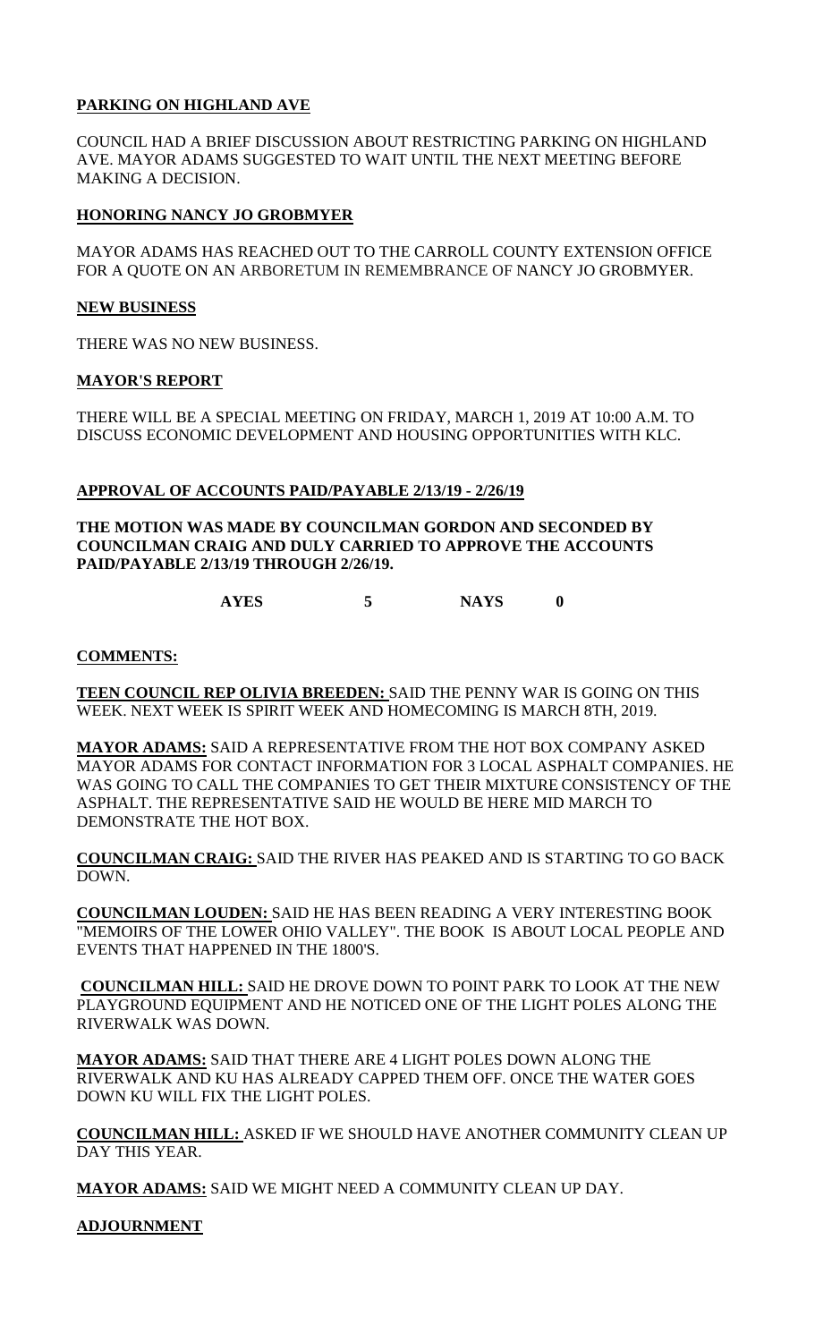**PARKING ON HIGHLAND AVE**

COUNCIL HAD A BRIEF DISCUSSION ABOUT RESTRICTING PARKING ON HIGHLAND AVE. MAYOR ADAMS SUGGESTED TO WAIT UNTIL THE NEXT MEETING BEFORE MAKING A DECISION.

**HONORING NANCY JO GROBMYER**

MAYOR ADAMS HAS REACHED OUT TO THE CARROLL COUNTY EXTENSION OFFICE FOR A QUOTE ON AN ARBORETUM IN REMEMBRANCE OF NANCY JO GROBMYER.

**NEW BUSINESS**

THERE WAS NO NEW BUSINESS.

**MAYOR'S REPORT**

THERE WILL BE A SPECIAL MEETING ON FRIDAY, MARCH 1, 2019 AT 10:00 A.M. TO DISCUSS ECONOMIC DEVELOPMENT AND HOUSING OPPORTUNITIES WITH KLC.

**APPROVAL OF ACCOUNTS PAID/PAYABLE 2/13/19 - 2/26/19**

**THE MOTION WAS MADE BY COUNCILMAN GORDON AND SECONDED BY COUNCILMAN CRAIG AND DULY CARRIED TO APPROVE THE ACCOUNTS PAID/PAYABLE 2/13/19 THROUGH 2/26/19.**

**AYES 5 NAYS 0**

**COMMENTS:**

**TEEN COUNCIL REP OLIVIA BREEDEN:** SAID THE PENNY WAR IS GOING ON THIS WEEK. NEXT WEEK IS SPIRIT WEEK AND HOMECOMING IS MARCH 8TH, 2019.

**MAYOR ADAMS:** SAID A REPRESENTATIVE FROM THE HOT BOX COMPANY ASKED MAYOR ADAMS FOR CONTACT INFORMATION FOR 3 LOCAL ASPHALT COMPANIES. HE WAS GOING TO CALL THE COMPANIES TO GET THEIR MIXTURE CONSISTENCY OF THE ASPHALT. THE REPRESENTATIVE SAID HE WOULD BE HERE MID MARCH TO DEMONSTRATE THE HOT BOX.

**COUNCILMAN CRAIG:** SAID THE RIVER HAS PEAKED AND IS STARTING TO GO BACK DOWN.

**COUNCILMAN LOUDEN:** SAID HE HAS BEEN READING A VERY INTERESTING BOOK "MEMOIRS OF THE LOWER OHIO VALLEY". THE BOOK IS ABOUT LOCAL PEOPLE AND EVENTS THAT HAPPENED IN THE 1800'S.

**COUNCILMAN HILL:** SAID HE DROVE DOWN TO POINT PARK TO LOOK AT THE NEW PLAYGROUND EQUIPMENT AND HE NOTICED ONE OF THE LIGHT POLES ALONG THE RIVERWALK WAS DOWN.

**MAYOR ADAMS:** SAID THAT THERE ARE 4 LIGHT POLES DOWN ALONG THE RIVERWALK AND KU HAS ALREADY CAPPED THEM OFF. ONCE THE WATER GOES DOWN KU WILL FIX THE LIGHT POLES.

**COUNCILMAN HILL:** ASKED IF WE SHOULD HAVE ANOTHER COMMUNITY CLEAN UP DAY THIS YEAR.

**MAYOR ADAMS:** SAID WE MIGHT NEED A COMMUNITY CLEAN UP DAY.

**ADJOURNMENT**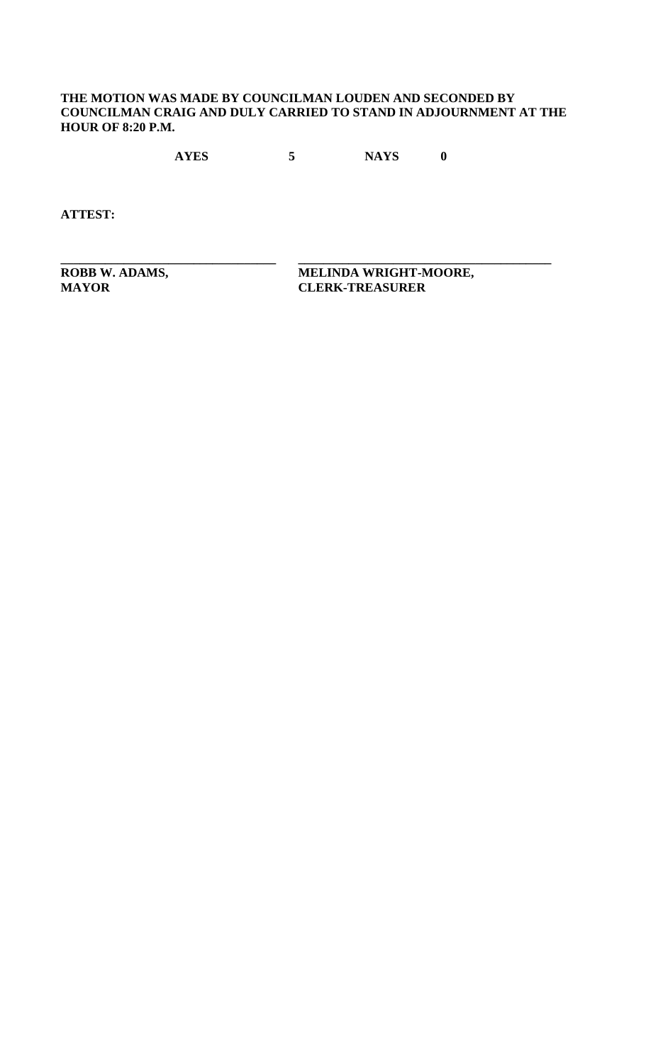**THE MOTION WAS MADE BY COUNCILMAN LOUDEN AND SECONDED BY COUNCILMAN CRAIG AND DULY CARRIED TO STAND IN ADJOURNMENT AT THE HOUR OF 8:20 P.M.**

**AYES 5 NAYS 0**

**ATTEST:**

| | |
|---|---|
| **\_\_\_\_\_\_\_\_\_\_\_\_\_\_\_\_\_\_\_\_\_\_\_\_\_\_\_\_\_\_\_\_** | **\_\_\_\_\_\_\_\_\_\_\_\_\_\_\_\_\_\_\_\_\_\_\_\_\_\_\_\_\_\_\_\_\_\_\_\_\_\_** |
| **ROBB W. ADAMS,** | **MELINDA WRIGHT-MOORE,** |
| **MAYOR** | **CLERK-TREASURER** |